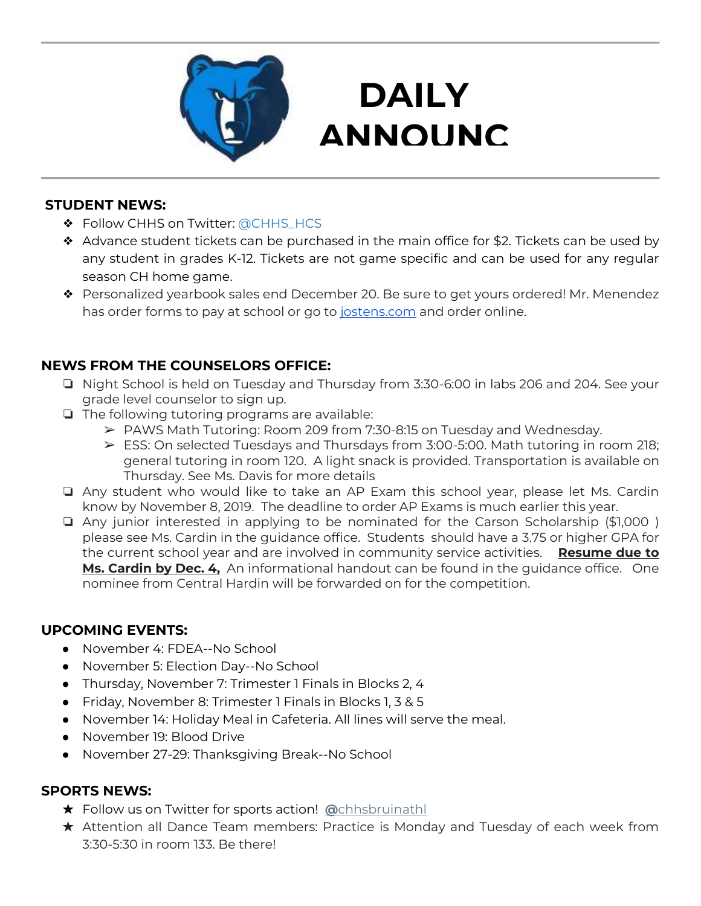# DAILY ANNOUNC

## STUDENT NEWS:

- Follow CHHS on Twitter: @CHHS_HCS
- Advance student tickets can be purchased in the main office for $2. Tickets can be used by any student in grades K-12. Tickets are not game specific and can be used for any regular season CH home game.
- Personalized yearbook sales end December 20. Be sure to get yours ordered! Mr. Menendez has order forms to pay at school or go to jostens.com and order online.

## NEWS FROM THE COUNSELORS OFFICE:

- Night School is held on Tuesday and Thursday from 3:30-6:00 in labs 206 and 204. See your grade level counselor to sign up.
- The following tutoring programs are available:
  - PAWS Math Tutoring: Room 209 from 7:30-8:15 on Tuesday and Wednesday.
  - ESS: On selected Tuesdays and Thursdays from 3:00-5:00. Math tutoring in room 218; general tutoring in room 120. A light snack is provided. Transportation is available on Thursday. See Ms. Davis for more details
- Any student who would like to take an AP Exam this school year, please let Ms. Cardin know by November 8, 2019. The deadline to order AP Exams is much earlier this year.
- Any junior interested in applying to be nominated for the Carson Scholarship ($1,000 ) please see Ms. Cardin in the guidance office. Students should have a 3.75 or higher GPA for the current school year and are involved in community service activities. **Resume due to Ms. Cardin by Dec. 4,** An informational handout can be found in the guidance office. One nominee from Central Hardin will be forwarded on for the competition.

## UPCOMING EVENTS:

- November 4: FDEA--No School
- November 5: Election Day--No School
- Thursday, November 7: Trimester 1 Finals in Blocks 2, 4
- Friday, November 8: Trimester 1 Finals in Blocks 1, 3 & 5
- November 14: Holiday Meal in Cafeteria. All lines will serve the meal.
- November 19: Blood Drive
- November 27-29: Thanksgiving Break--No School

## SPORTS NEWS:

- Follow us on Twitter for sports action! @chhsbruinathl
- Attention all Dance Team members: Practice is Monday and Tuesday of each week from 3:30-5:30 in room 133. Be there!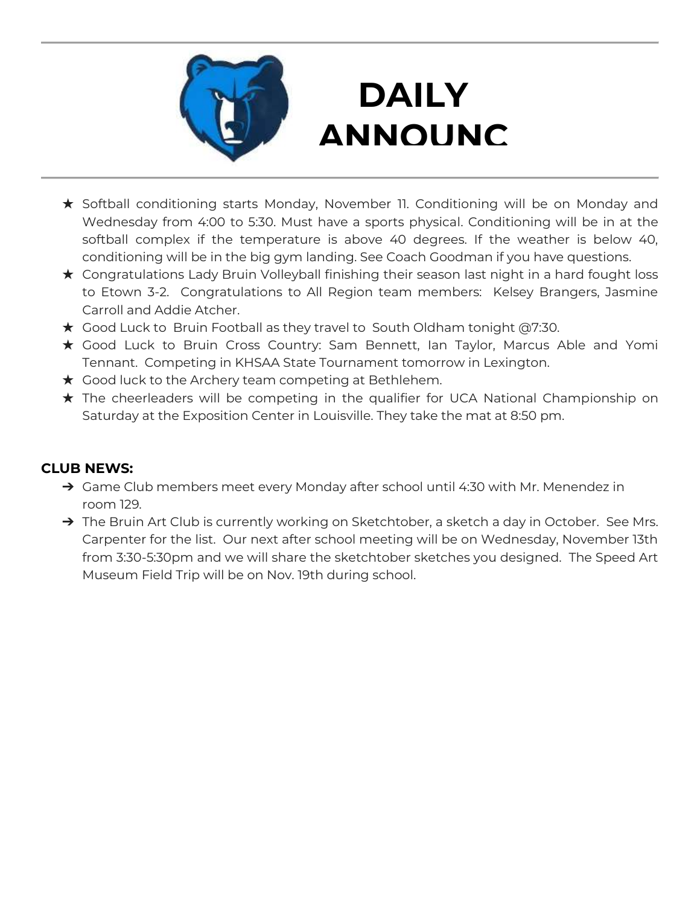# DAILY ANNOUNC

- Softball conditioning starts Monday, November 11. Conditioning will be on Monday and Wednesday from 4:00 to 5:30. Must have a sports physical. Conditioning will be in at the softball complex if the temperature is above 40 degrees. If the weather is below 40, conditioning will be in the big gym landing. See Coach Goodman if you have questions.
- Congratulations Lady Bruin Volleyball finishing their season last night in a hard fought loss to Etown 3-2. Congratulations to All Region team members: Kelsey Brangers, Jasmine Carroll and Addie Atcher.
- Good Luck to Bruin Football as they travel to South Oldham tonight @7:30.
- Good Luck to Bruin Cross Country: Sam Bennett, Ian Taylor, Marcus Able and Yomi Tennant. Competing in KHSAA State Tournament tomorrow in Lexington.
- Good luck to the Archery team competing at Bethlehem.
- The cheerleaders will be competing in the qualifier for UCA National Championship on Saturday at the Exposition Center in Louisville. They take the mat at 8:50 pm.

**CLUB NEWS:**

- Game Club members meet every Monday after school until 4:30 with Mr. Menendez in room 129.
- The Bruin Art Club is currently working on Sketchtober, a sketch a day in October. See Mrs. Carpenter for the list. Our next after school meeting will be on Wednesday, November 13th from 3:30-5:30pm and we will share the sketchtober sketches you designed. The Speed Art Museum Field Trip will be on Nov. 19th during school.